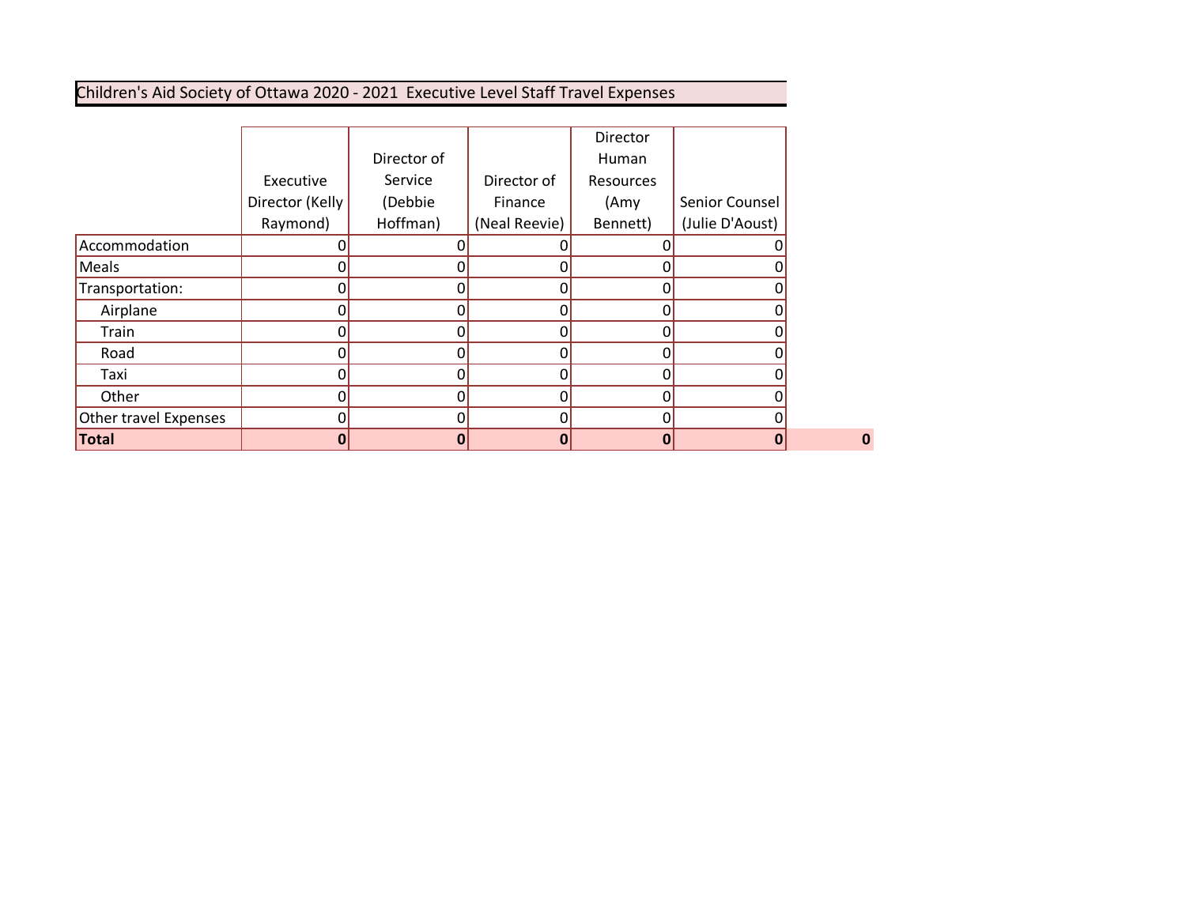# Children's Aid Society of Ottawa 2020 - 2021 Executive Level Staff Travel Expenses

| | Executive Director (Kelly Raymond) | Director of Service (Debbie Hoffman) | Director of Finance (Neal Reevie) | Director Human Resources (Amy Bennett) | Senior Counsel (Julie D'Aoust) | |
|---|---|---|---|---|---|---|
| Accommodation | 0 | 0 | 0 | 0 | 0 | |
| Meals | 0 | 0 | 0 | 0 | 0 | |
| Transportation: | 0 | 0 | 0 | 0 | 0 | |
| Airplane | 0 | 0 | 0 | 0 | 0 | |
| Train | 0 | 0 | 0 | 0 | 0 | |
| Road | 0 | 0 | 0 | 0 | 0 | |
| Taxi | 0 | 0 | 0 | 0 | 0 | |
| Other | 0 | 0 | 0 | 0 | 0 | |
| Other travel Expenses | 0 | 0 | 0 | 0 | 0 | |
| **Total** | **0** | **0** | **0** | **0** | **0** | **0** |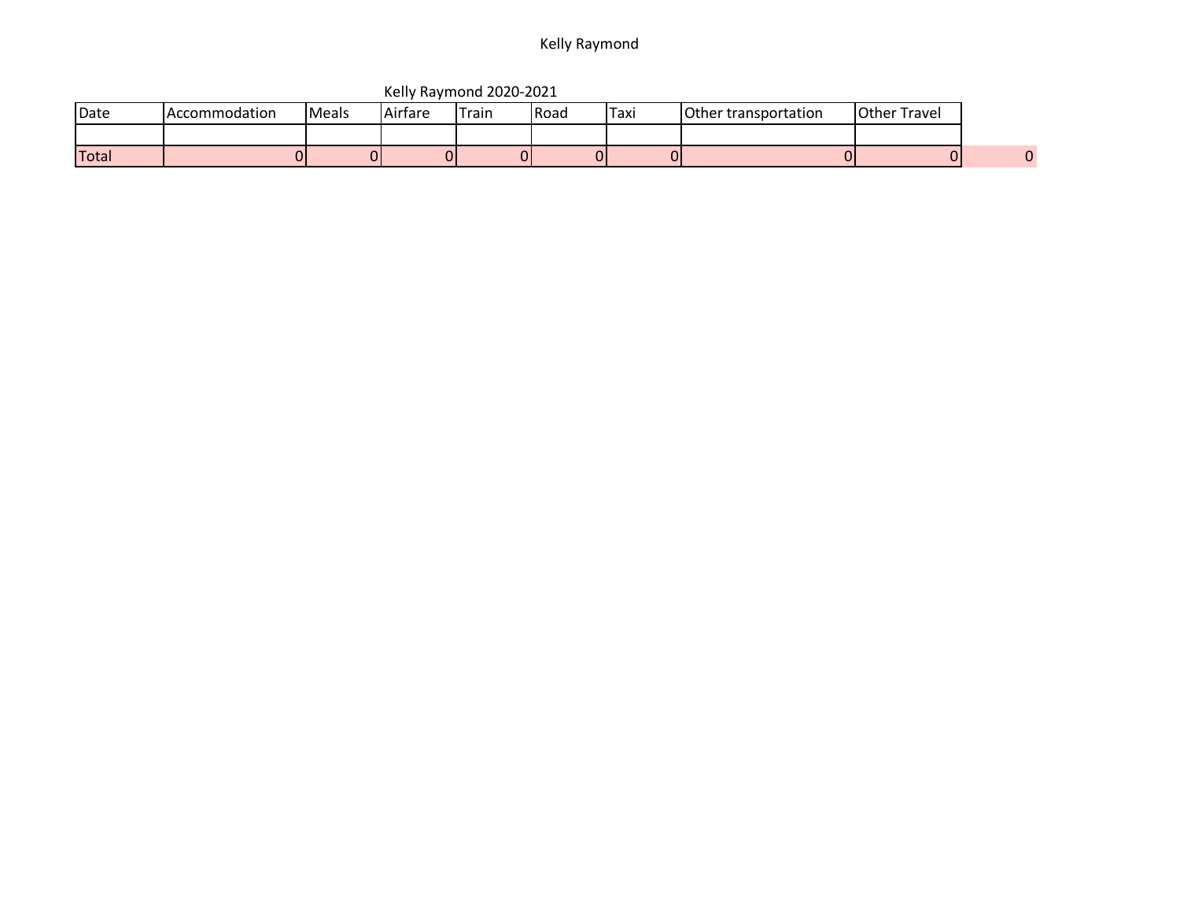Kelly Raymond

Kelly Raymond 2020-2021

| Date | Accommodation | Meals | Airfare | Train | Road | Taxi | Other transportation | Other Travel | |
|---|---|---|---|---|---|---|---|---|---|
| | | | | | | | | | |
| Total | 0 | 0 | 0 | 0 | 0 | 0 | 0 | 0 | 0 |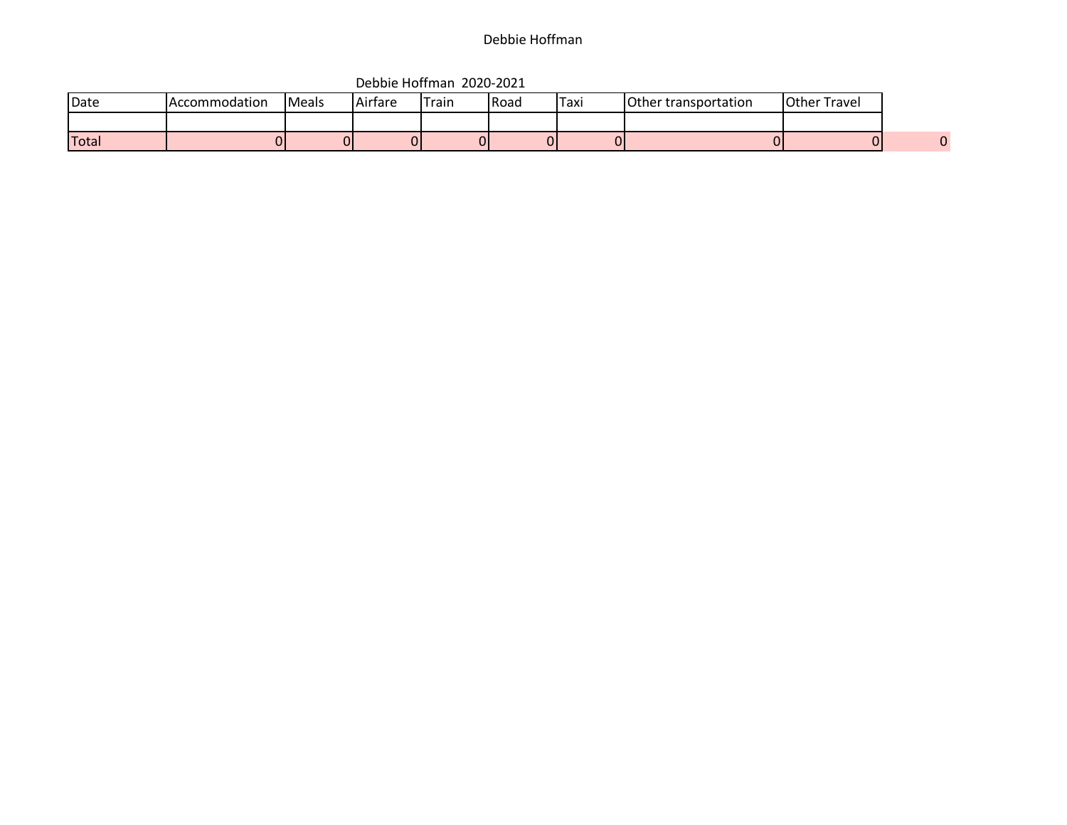Debbie Hoffman 2020-2021

| Date | Accommodation | Meals | Airfare | Train | Road | Taxi | Other transportation | Other Travel | |
|---|---|---|---|---|---|---|---|---|---|
| | | | | | | | | | |
| Total | 0 | 0 | 0 | 0 | 0 | 0 | 0 | 0 | 0 |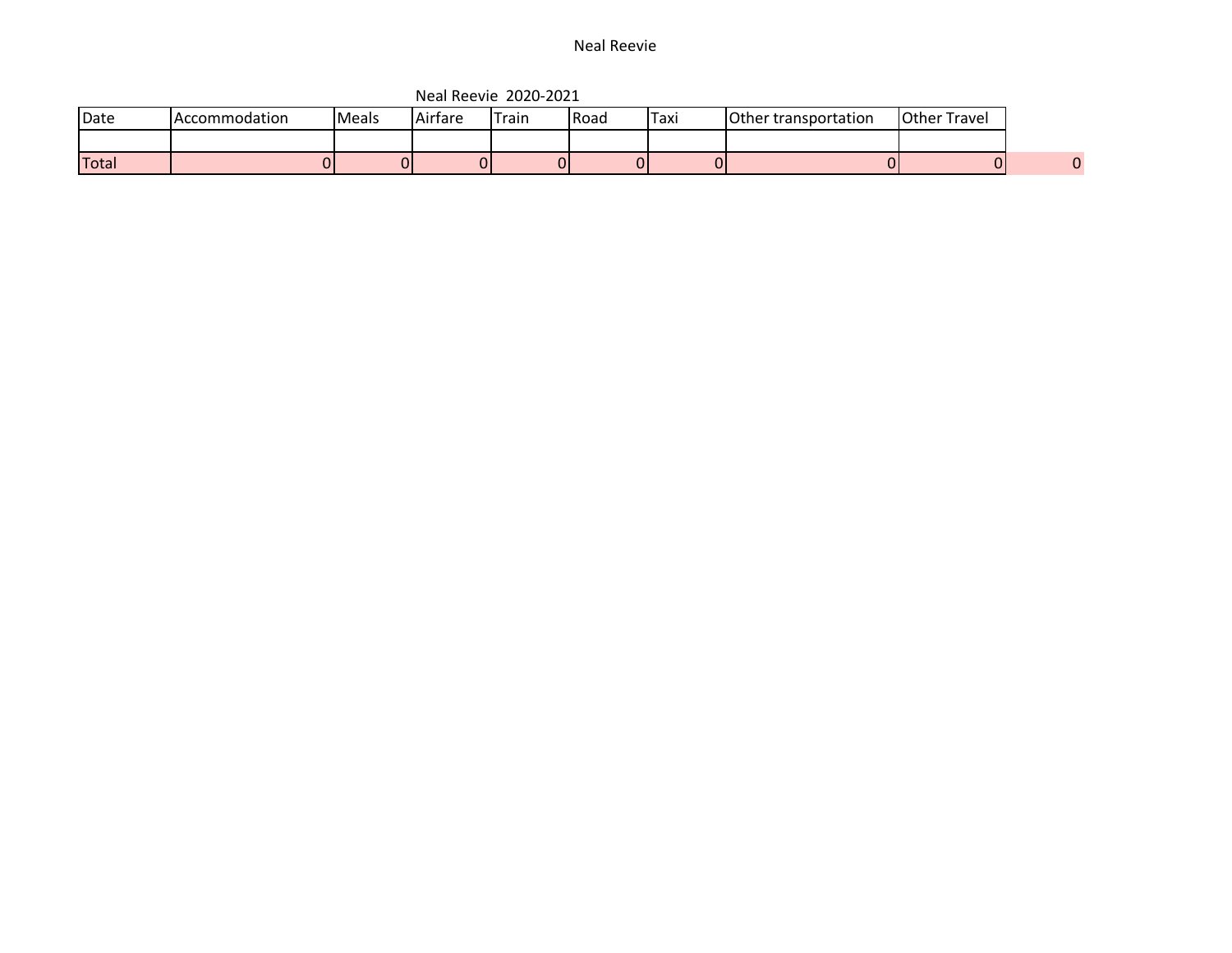Neal Reevie

Neal Reevie 2020-2021

| Date | Accommodation | Meals | Airfare | Train | Road | Taxi | Other transportation | Other Travel | |
|---|---|---|---|---|---|---|---|---|---|
| | | | | | | | | | |
| Total | 0 | 0 | 0 | 0 | 0 | 0 | 0 | 0 | 0 |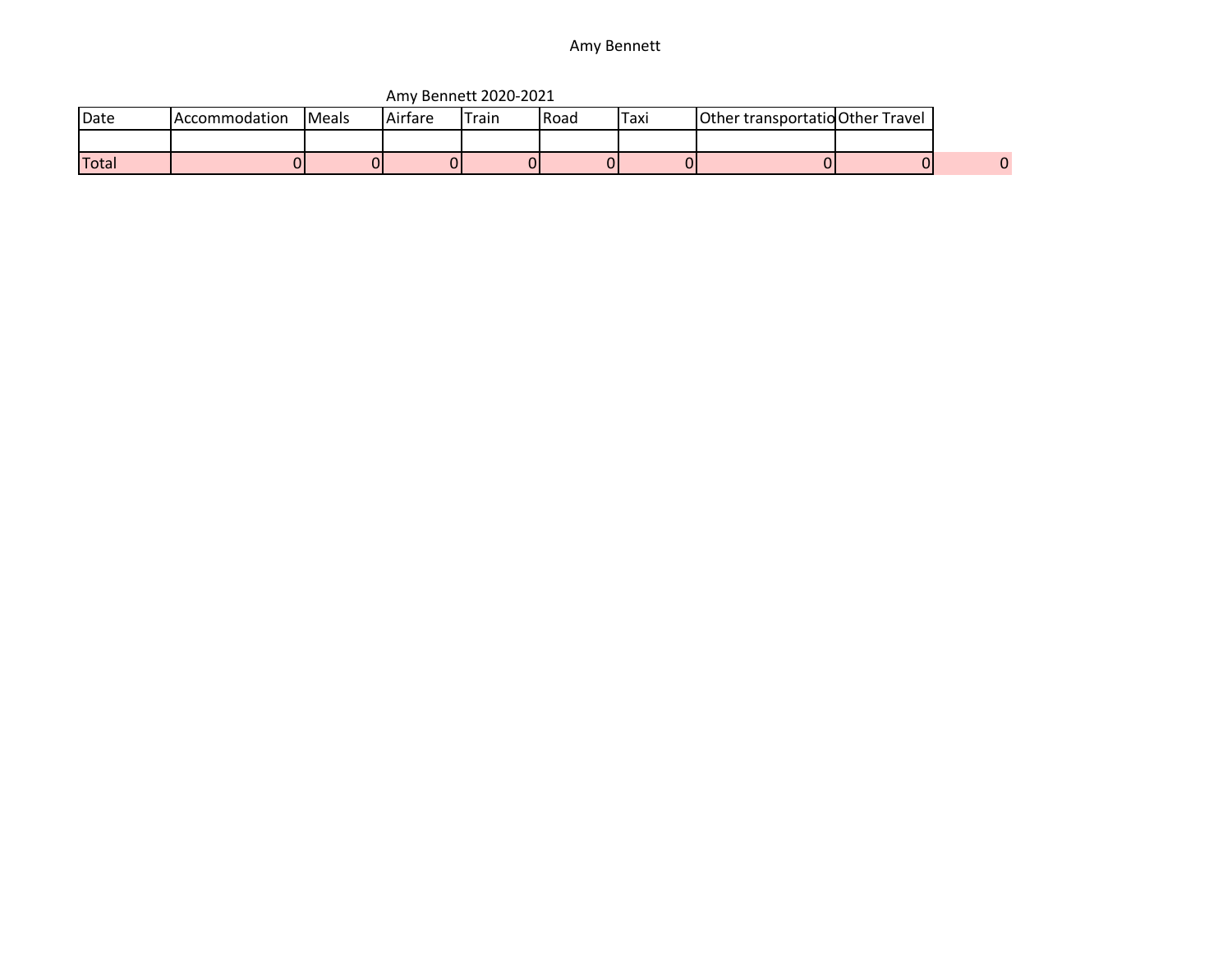Amy Bennett

Amy Bennett 2020-2021

| Date | Accommodation | Meals | Airfare | Train | Road | Taxi | Other transportatio | Other Travel | |
|---|---|---|---|---|---|---|---|---|---|
| | | | | | | | | | |
| Total | 0 | 0 | 0 | 0 | 0 | 0 | 0 | 0 | 0 |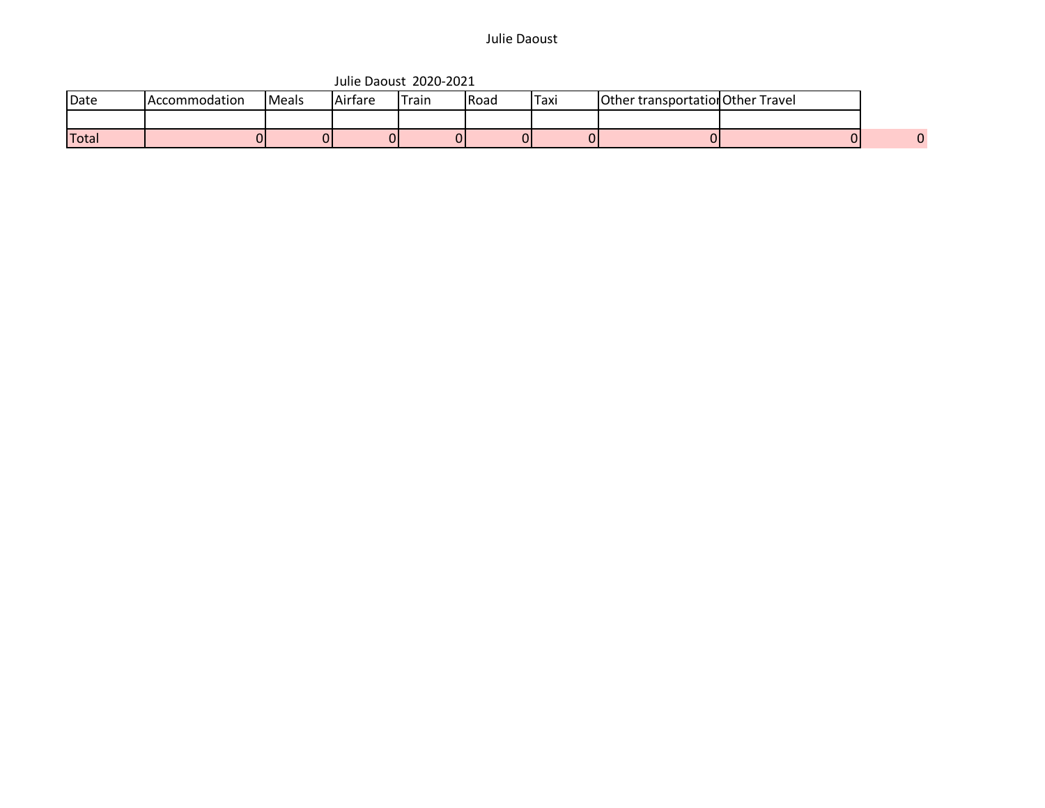Julie Daoust

Julie Daoust 2020-2021

| Date | Accommodation | Meals | Airfare | Train | Road | Taxi | Other transportation | Other Travel | |
|---|---|---|---|---|---|---|---|---|---|
| | | | | | | | | | |
| Total | 0 | 0 | 0 | 0 | 0 | 0 | 0 | 0 | 0 |